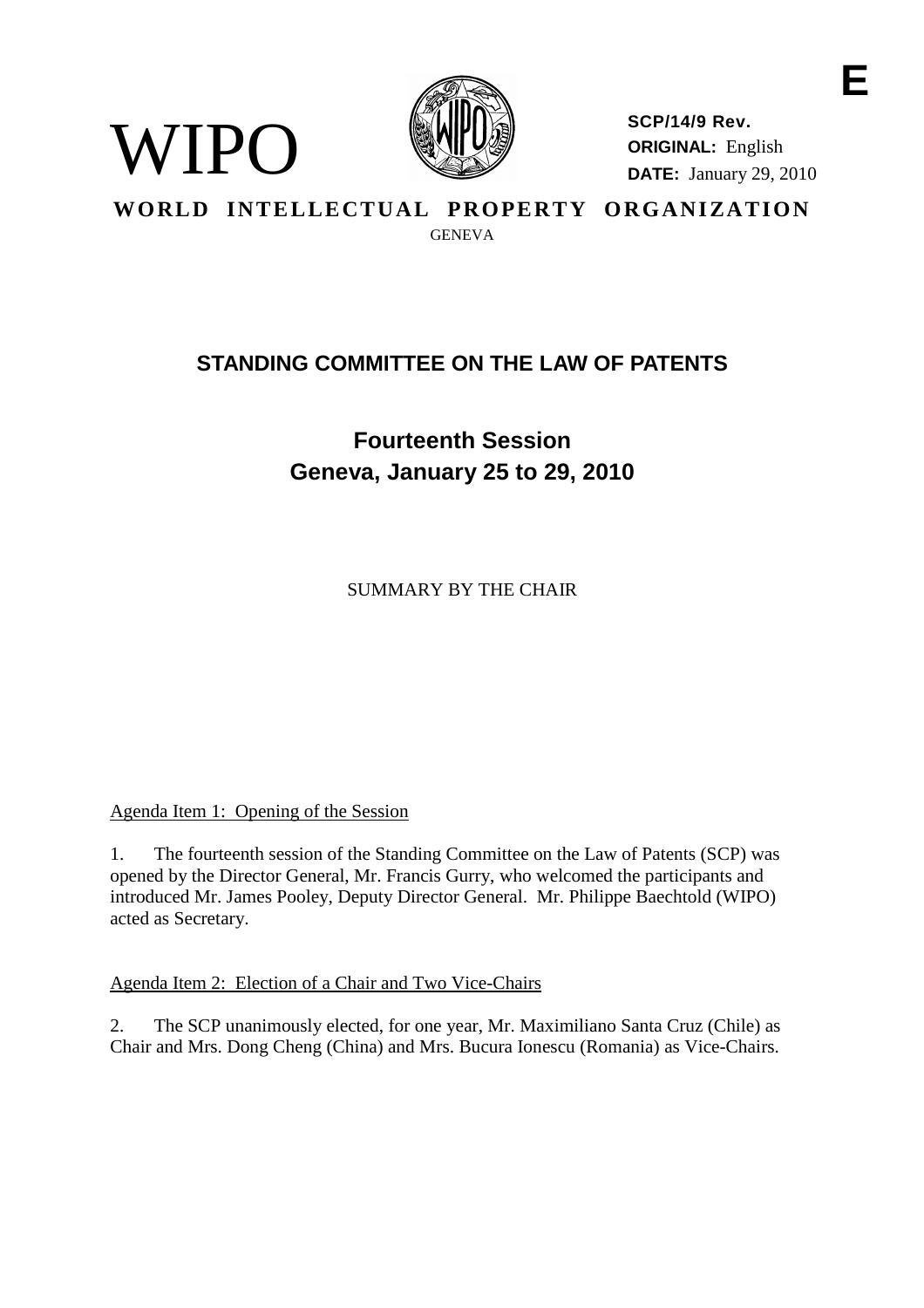WIPO

**SCP/14/9 Rev.**
**ORIGINAL:** English
**DATE:** January 29, 2010

E

**WORLD INTELLECTUAL PROPERTY ORGANIZATION**
GENEVA

## STANDING COMMITTEE ON THE LAW OF PATENTS

## Fourteenth Session
## Geneva, January 25 to 29, 2010

SUMMARY BY THE CHAIR

Agenda Item 1: Opening of the Session

1. The fourteenth session of the Standing Committee on the Law of Patents (SCP) was opened by the Director General, Mr. Francis Gurry, who welcomed the participants and introduced Mr. James Pooley, Deputy Director General. Mr. Philippe Baechtold (WIPO) acted as Secretary.

Agenda Item 2: Election of a Chair and Two Vice-Chairs

2. The SCP unanimously elected, for one year, Mr. Maximiliano Santa Cruz (Chile) as Chair and Mrs. Dong Cheng (China) and Mrs. Bucura Ionescu (Romania) as Vice-Chairs.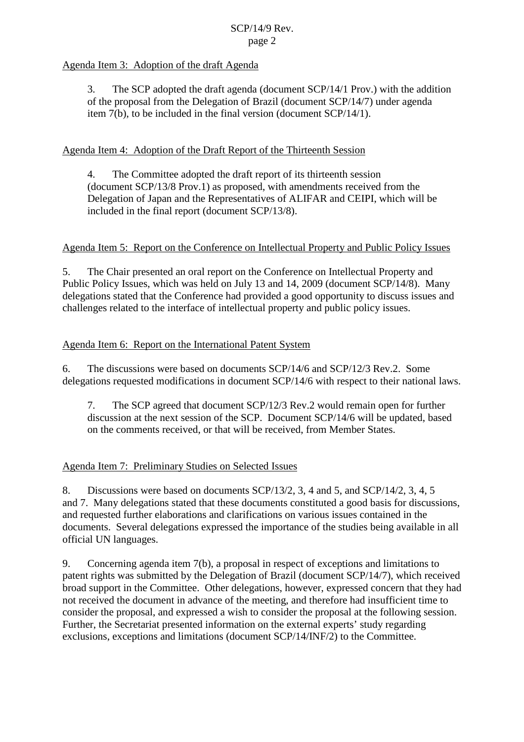Agenda Item 3: Adoption of the draft Agenda

3. The SCP adopted the draft agenda (document SCP/14/1 Prov.) with the addition of the proposal from the Delegation of Brazil (document SCP/14/7) under agenda item 7(b), to be included in the final version (document SCP/14/1).

Agenda Item 4: Adoption of the Draft Report of the Thirteenth Session

4. The Committee adopted the draft report of its thirteenth session (document SCP/13/8 Prov.1) as proposed, with amendments received from the Delegation of Japan and the Representatives of ALIFAR and CEIPI, which will be included in the final report (document SCP/13/8).

Agenda Item 5: Report on the Conference on Intellectual Property and Public Policy Issues

5. The Chair presented an oral report on the Conference on Intellectual Property and Public Policy Issues, which was held on July 13 and 14, 2009 (document SCP/14/8). Many delegations stated that the Conference had provided a good opportunity to discuss issues and challenges related to the interface of intellectual property and public policy issues.

Agenda Item 6: Report on the International Patent System

6. The discussions were based on documents SCP/14/6 and SCP/12/3 Rev.2. Some delegations requested modifications in document SCP/14/6 with respect to their national laws.

7. The SCP agreed that document SCP/12/3 Rev.2 would remain open for further discussion at the next session of the SCP. Document SCP/14/6 will be updated, based on the comments received, or that will be received, from Member States.

Agenda Item 7: Preliminary Studies on Selected Issues

8. Discussions were based on documents SCP/13/2, 3, 4 and 5, and SCP/14/2, 3, 4, 5 and 7. Many delegations stated that these documents constituted a good basis for discussions, and requested further elaborations and clarifications on various issues contained in the documents. Several delegations expressed the importance of the studies being available in all official UN languages.

9. Concerning agenda item 7(b), a proposal in respect of exceptions and limitations to patent rights was submitted by the Delegation of Brazil (document SCP/14/7), which received broad support in the Committee. Other delegations, however, expressed concern that they had not received the document in advance of the meeting, and therefore had insufficient time to consider the proposal, and expressed a wish to consider the proposal at the following session. Further, the Secretariat presented information on the external experts' study regarding exclusions, exceptions and limitations (document SCP/14/INF/2) to the Committee.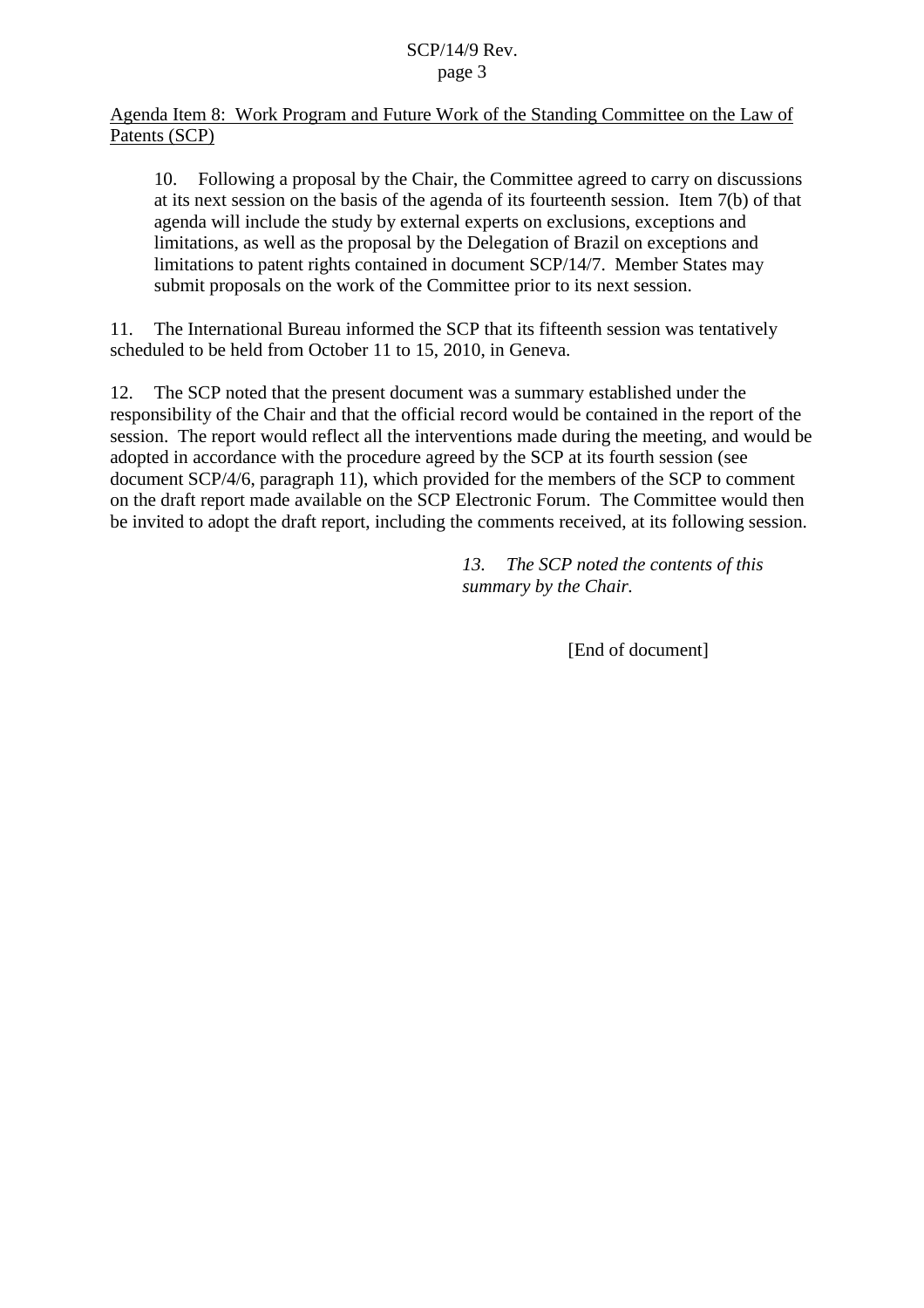Agenda Item 8: Work Program and Future Work of the Standing Committee on the Law of Patents (SCP)

> 10. Following a proposal by the Chair, the Committee agreed to carry on discussions at its next session on the basis of the agenda of its fourteenth session. Item 7(b) of that agenda will include the study by external experts on exclusions, exceptions and limitations, as well as the proposal by the Delegation of Brazil on exceptions and limitations to patent rights contained in document SCP/14/7. Member States may submit proposals on the work of the Committee prior to its next session.

11. The International Bureau informed the SCP that its fifteenth session was tentatively scheduled to be held from October 11 to 15, 2010, in Geneva.

12. The SCP noted that the present document was a summary established under the responsibility of the Chair and that the official record would be contained in the report of the session. The report would reflect all the interventions made during the meeting, and would be adopted in accordance with the procedure agreed by the SCP at its fourth session (see document SCP/4/6, paragraph 11), which provided for the members of the SCP to comment on the draft report made available on the SCP Electronic Forum. The Committee would then be invited to adopt the draft report, including the comments received, at its following session.

*13. The SCP noted the contents of this summary by the Chair.*

[End of document]